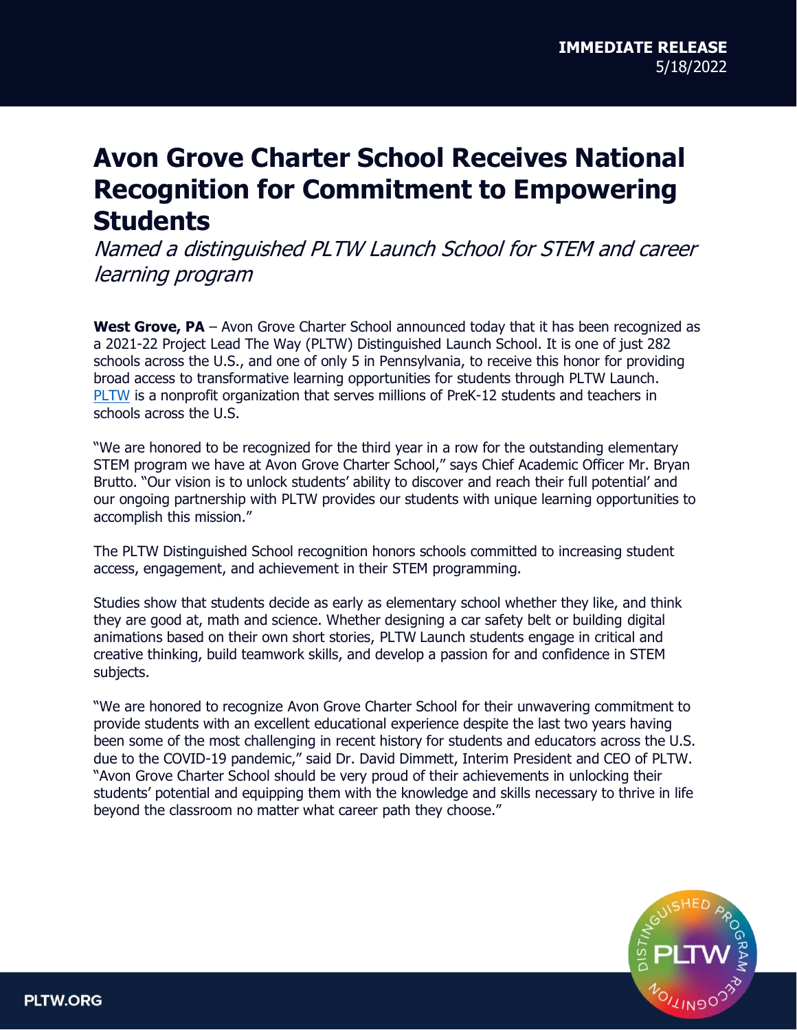**IMMEDIATE RELEASE**
5/18/2022

# Avon Grove Charter School Receives National Recognition for Commitment to Empowering Students

*Named a distinguished PLTW Launch School for STEM and career learning program*

**West Grove, PA** – Avon Grove Charter School announced today that it has been recognized as a 2021-22 Project Lead The Way (PLTW) Distinguished Launch School. It is one of just 282 schools across the U.S., and one of only 5 in Pennsylvania, to receive this honor for providing broad access to transformative learning opportunities for students through PLTW Launch. PLTW is a nonprofit organization that serves millions of PreK-12 students and teachers in schools across the U.S.

"We are honored to be recognized for the third year in a row for the outstanding elementary STEM program we have at Avon Grove Charter School," says Chief Academic Officer Mr. Bryan Brutto. "Our vision is to unlock students' ability to discover and reach their full potential' and our ongoing partnership with PLTW provides our students with unique learning opportunities to accomplish this mission."

The PLTW Distinguished School recognition honors schools committed to increasing student access, engagement, and achievement in their STEM programming.

Studies show that students decide as early as elementary school whether they like, and think they are good at, math and science. Whether designing a car safety belt or building digital animations based on their own short stories, PLTW Launch students engage in critical and creative thinking, build teamwork skills, and develop a passion for and confidence in STEM subjects.

"We are honored to recognize Avon Grove Charter School for their unwavering commitment to provide students with an excellent educational experience despite the last two years having been some of the most challenging in recent history for students and educators across the U.S. due to the COVID-19 pandemic," said Dr. David Dimmett, Interim President and CEO of PLTW. "Avon Grove Charter School should be very proud of their achievements in unlocking their students' potential and equipping them with the knowledge and skills necessary to thrive in life beyond the classroom no matter what career path they choose."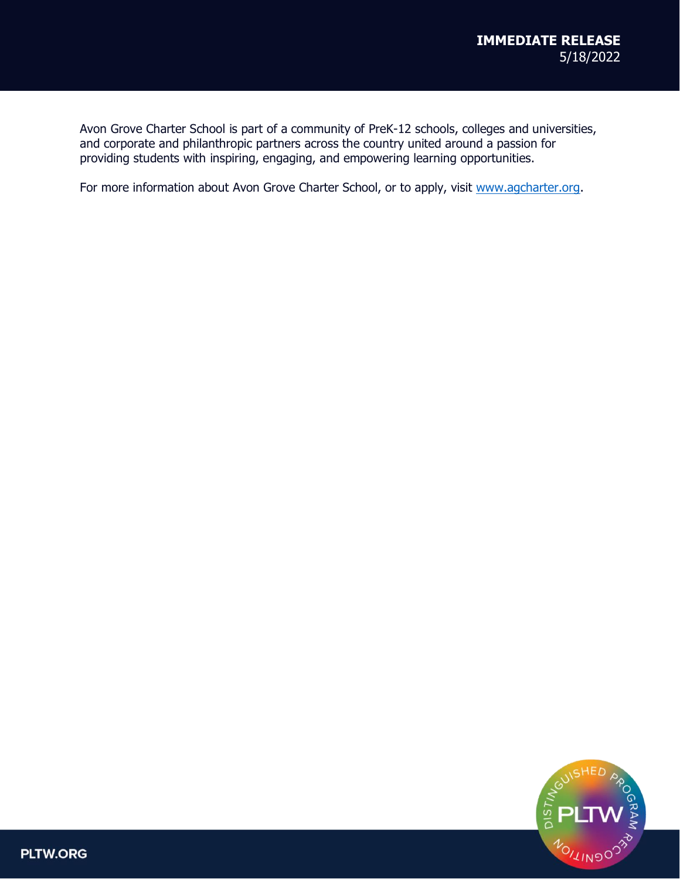**IMMEDIATE RELEASE**
5/18/2022

Avon Grove Charter School is part of a community of PreK-12 schools, colleges and universities, and corporate and philanthropic partners across the country united around a passion for providing students with inspiring, engaging, and empowering learning opportunities.

For more information about Avon Grove Charter School, or to apply, visit www.agcharter.org.